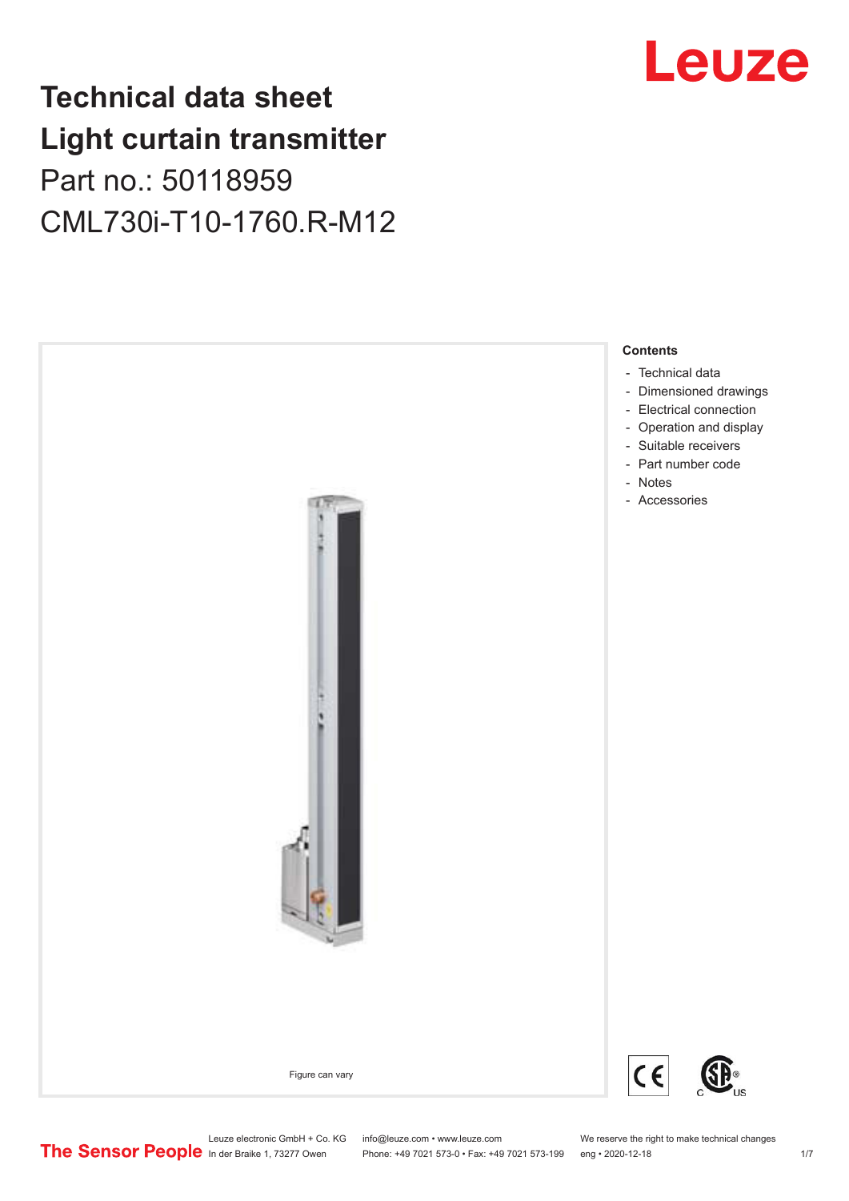# Technical data sheet
# Light curtain transmitter

Part no.: 50118959

CML730i-T10-1760.R-M12

Figure can vary

**Contents**

- Technical data
- Dimensioned drawings
- Electrical connection
- Operation and display
- Suitable receivers
- Part number code
- Notes
- Accessories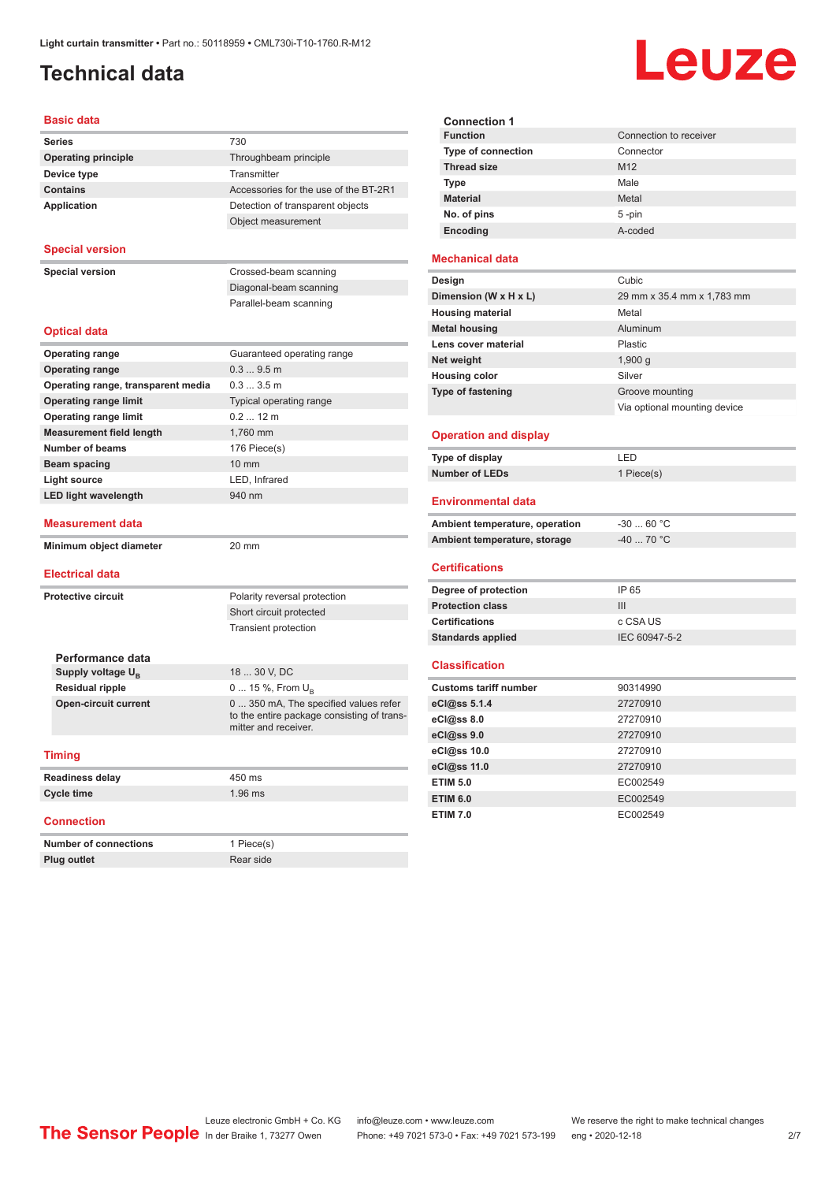# Technical data

## Basic data

| | |
|---|---|
| Series | 730 |
| Operating principle | Throughbeam principle |
| Device type | Transmitter |
| Contains | Accessories for the use of the BT-2R1 |
| Application | Detection of transparent objects |
| | Object measurement |

## Special version

| | |
|---|---|
| Special version | Crossed-beam scanning |
| | Diagonal-beam scanning |
| | Parallel-beam scanning |

## Optical data

| | |
|---|---|
| Operating range | Guaranteed operating range |
| Operating range | 0.3 ... 9.5 m |
| Operating range, transparent media | 0.3 ... 3.5 m |
| Operating range limit | Typical operating range |
| Operating range limit | 0.2 ... 12 m |
| Measurement field length | 1,760 mm |
| Number of beams | 176 Piece(s) |
| Beam spacing | 10 mm |
| Light source | LED, Infrared |
| LED light wavelength | 940 nm |

## Measurement data

| | |
|---|---|
| Minimum object diameter | 20 mm |

## Electrical data

| | |
|---|---|
| Protective circuit | Polarity reversal protection |
| | Short circuit protected |
| | Transient protection |

### Performance data

| | |
|---|---|
| Supply voltage $U_B$ | 18 ... 30 V, DC |
| Residual ripple | 0 ... 15 %, From $U_B$ |
| Open-circuit current | 0 ... 350 mA, The specified values refer to the entire package consisting of transmitter and receiver. |

## Timing

| | |
|---|---|
| Readiness delay | 450 ms |
| Cycle time | 1.96 ms |

## Connection

| | |
|---|---|
| Number of connections | 1 Piece(s) |
| Plug outlet | Rear side |

### Connection 1

| | |
|---|---|
| Function | Connection to receiver |
| Type of connection | Connector |
| Thread size | M12 |
| Type | Male |
| Material | Metal |
| No. of pins | 5 -pin |
| Encoding | A-coded |

## Mechanical data

| | |
|---|---|
| Design | Cubic |
| Dimension (W x H x L) | 29 mm x 35.4 mm x 1,783 mm |
| Housing material | Metal |
| Metal housing | Aluminum |
| Lens cover material | Plastic |
| Net weight | 1,900 g |
| Housing color | Silver |
| Type of fastening | Groove mounting |
| | Via optional mounting device |

## Operation and display

| | |
|---|---|
| Type of display | LED |
| Number of LEDs | 1 Piece(s) |

## Environmental data

| | |
|---|---|
| Ambient temperature, operation | -30 ... 60 °C |
| Ambient temperature, storage | -40 ... 70 °C |

## Certifications

| | |
|---|---|
| Degree of protection | IP 65 |
| Protection class | III |
| Certifications | c CSA US |
| Standards applied | IEC 60947-5-2 |

## Classification

| | |
|---|---|
| Customs tariff number | 90314990 |
| eCl@ss 5.1.4 | 27270910 |
| eCl@ss 8.0 | 27270910 |
| eCl@ss 9.0 | 27270910 |
| eCl@ss 10.0 | 27270910 |
| eCl@ss 11.0 | 27270910 |
| ETIM 5.0 | EC002549 |
| ETIM 6.0 | EC002549 |
| ETIM 7.0 | EC002549 |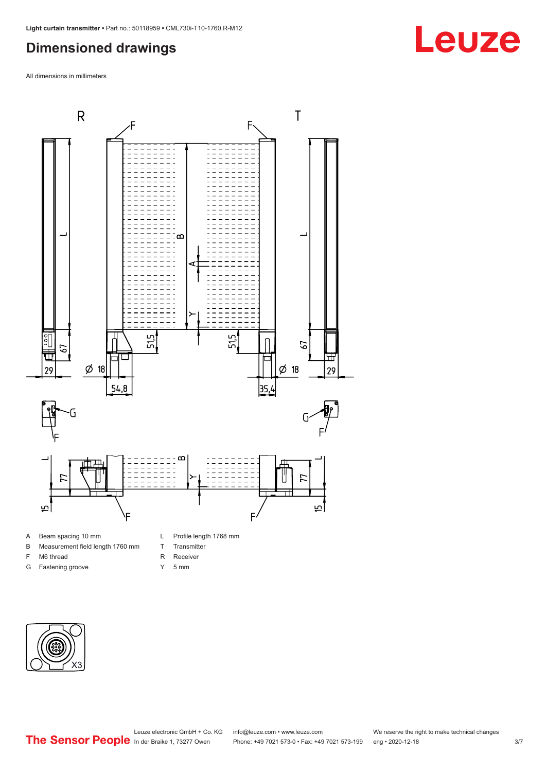## Dimensioned drawings

All dimensions in millimeters

A Beam spacing 10 mm

B Measurement field length 1760 mm

F M6 thread

G Fastening groove

L Profile length 1768 mm

T Transmitter

R Receiver

Y 5 mm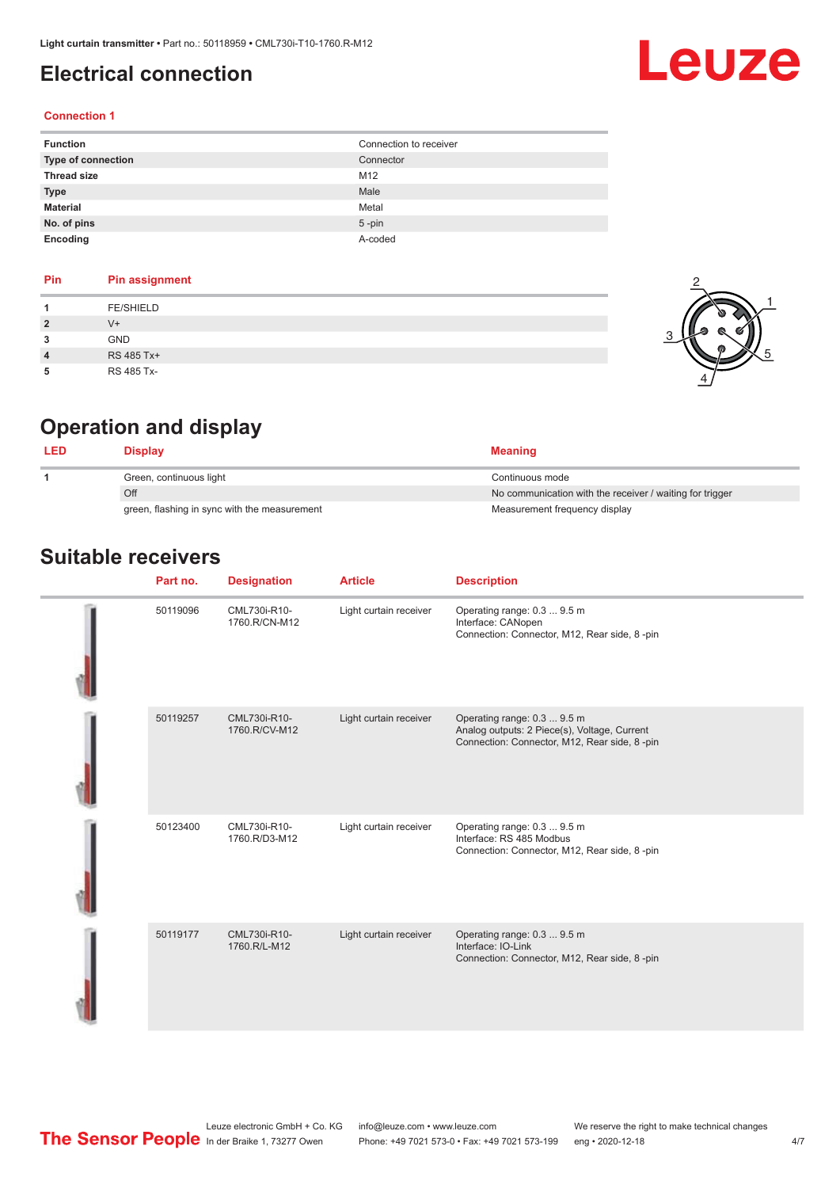# Electrical connection

**Connection 1**

| | |
|---|---|
| **Function** | Connection to receiver |
| **Type of connection** | Connector |
| **Thread size** | M12 |
| **Type** | Male |
| **Material** | Metal |
| **No. of pins** | 5 -pin |
| **Encoding** | A-coded |

| Pin | Pin assignment |
|---|---|
| **1** | FE/SHIELD |
| **2** | V+ |
| **3** | GND |
| **4** | RS 485 Tx+ |
| **5** | RS 485 Tx- |

# Operation and display

| LED | Display | Meaning |
|---|---|---|
| **1** | Green, continuous light | Continuous mode |
| | Off | No communication with the receiver / waiting for trigger |
| | green, flashing in sync with the measurement | Measurement frequency display |

# Suitable receivers

| Part no. | Designation | Article | Description |
|---|---|---|---|
| 50119096 | CML730i-R10-1760.R/CN-M12 | Light curtain receiver | Operating range: 0.3 ... 9.5 m<br>Interface: CANopen<br>Connection: Connector, M12, Rear side, 8 -pin |
| 50119257 | CML730i-R10-1760.R/CV-M12 | Light curtain receiver | Operating range: 0.3 ... 9.5 m<br>Analog outputs: 2 Piece(s), Voltage, Current<br>Connection: Connector, M12, Rear side, 8 -pin |
| 50123400 | CML730i-R10-1760.R/D3-M12 | Light curtain receiver | Operating range: 0.3 ... 9.5 m<br>Interface: RS 485 Modbus<br>Connection: Connector, M12, Rear side, 8 -pin |
| 50119177 | CML730i-R10-1760.R/L-M12 | Light curtain receiver | Operating range: 0.3 ... 9.5 m<br>Interface: IO-Link<br>Connection: Connector, M12, Rear side, 8 -pin |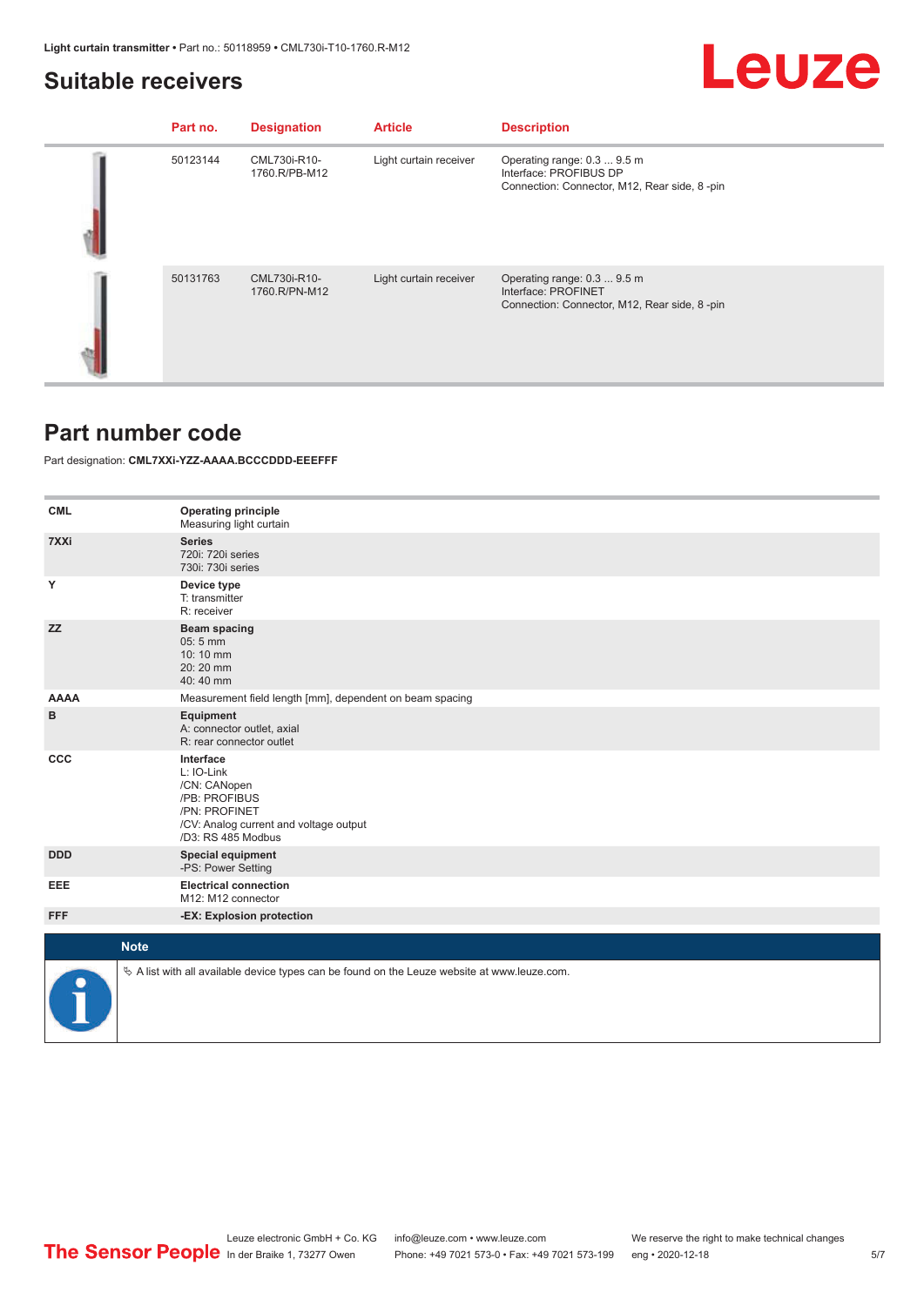## Suitable receivers

| | Part no. | Designation | Article | Description |
|---|---|---|---|---|
| | 50123144 | CML730i-R10-1760.R/PB-M12 | Light curtain receiver | Operating range: 0.3 ... 9.5 m<br>Interface: PROFIBUS DP<br>Connection: Connector, M12, Rear side, 8 -pin |
| | 50131763 | CML730i-R10-1760.R/PN-M12 | Light curtain receiver | Operating range: 0.3 ... 9.5 m<br>Interface: PROFINET<br>Connection: Connector, M12, Rear side, 8 -pin |

## Part number code

Part designation: **CML7XXi-YZZ-AAAA.BCCCDDD-EEEFFF**

| | |
|---|---|
| **CML** | **Operating principle**<br>Measuring light curtain |
| **7XXi** | **Series**<br>720i: 720i series<br>730i: 730i series |
| **Y** | **Device type**<br>T: transmitter<br>R: receiver |
| **ZZ** | **Beam spacing**<br>05: 5 mm<br>10: 10 mm<br>20: 20 mm<br>40: 40 mm |
| **AAAA** | Measurement field length [mm], dependent on beam spacing |
| **B** | **Equipment**<br>A: connector outlet, axial<br>R: rear connector outlet |
| **CCC** | **Interface**<br>L: IO-Link<br>/CN: CANopen<br>/PB: PROFIBUS<br>/PN: PROFINET<br>/CV: Analog current and voltage output<br>/D3: RS 485 Modbus |
| **DDD** | **Special equipment**<br>-PS: Power Setting |
| **EEE** | **Electrical connection**<br>M12: M12 connector |
| **FFF** | **-EX: Explosion protection** |

**Note**

↳ A list with all available device types can be found on the Leuze website at www.leuze.com.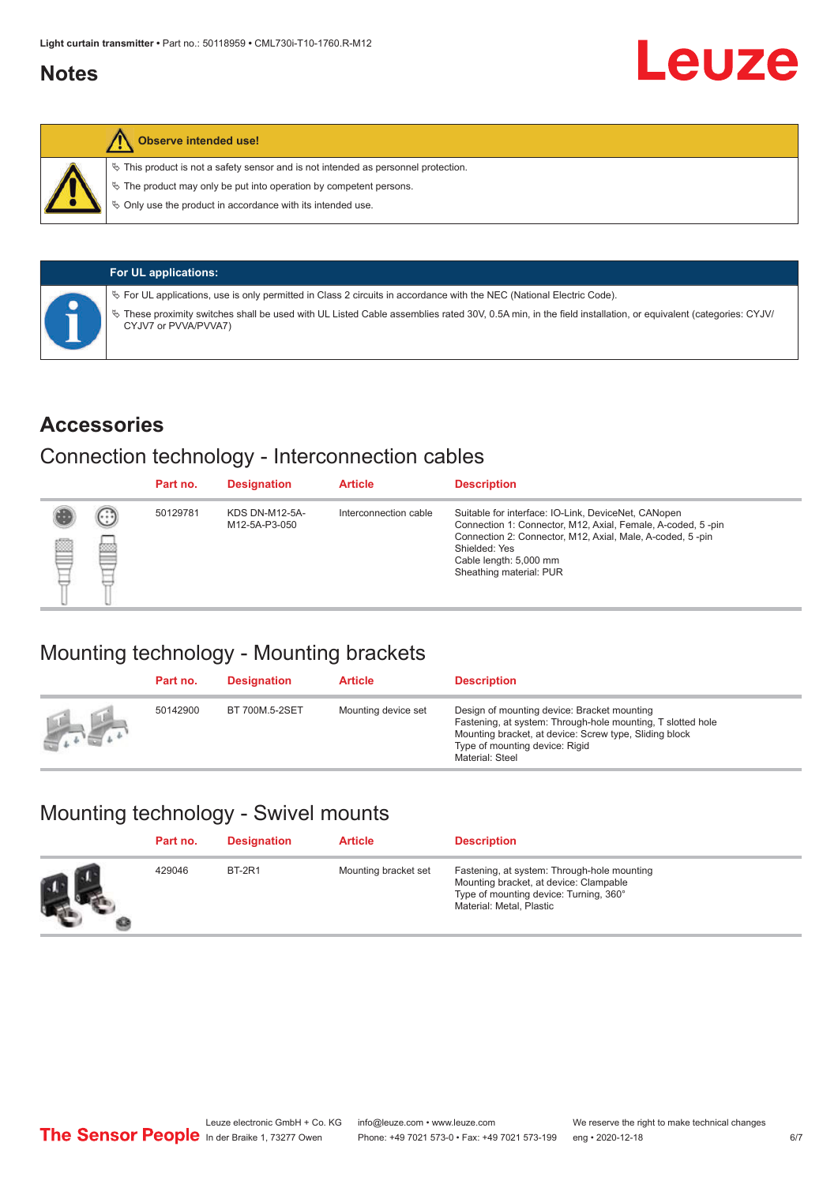## Notes

**Observe intended use!**

- This product is not a safety sensor and is not intended as personnel protection.
- The product may only be put into operation by competent persons.
- Only use the product in accordance with its intended use.

**For UL applications:**

- For UL applications, use is only permitted in Class 2 circuits in accordance with the NEC (National Electric Code).
- These proximity switches shall be used with UL Listed Cable assemblies rated 30V, 0.5A min, in the field installation, or equivalent (categories: CYJV/CYJV7 or PVVA/PVVA7)

## Accessories

### Connection technology - Interconnection cables

| Part no. | Designation | Article | Description |
|---|---|---|---|
| 50129781 | KDS DN-M12-5A-M12-5A-P3-050 | Interconnection cable | Suitable for interface: IO-Link, DeviceNet, CANopen<br>Connection 1: Connector, M12, Axial, Female, A-coded, 5 -pin<br>Connection 2: Connector, M12, Axial, Male, A-coded, 5 -pin<br>Shielded: Yes<br>Cable length: 5,000 mm<br>Sheathing material: PUR |

### Mounting technology - Mounting brackets

| Part no. | Designation | Article | Description |
|---|---|---|---|
| 50142900 | BT 700M.5-2SET | Mounting device set | Design of mounting device: Bracket mounting<br>Fastening, at system: Through-hole mounting, T slotted hole<br>Mounting bracket, at device: Screw type, Sliding block<br>Type of mounting device: Rigid<br>Material: Steel |

### Mounting technology - Swivel mounts

| Part no. | Designation | Article | Description |
|---|---|---|---|
| 429046 | BT-2R1 | Mounting bracket set | Fastening, at system: Through-hole mounting<br>Mounting bracket, at device: Clampable<br>Type of mounting device: Turning, 360°<br>Material: Metal, Plastic |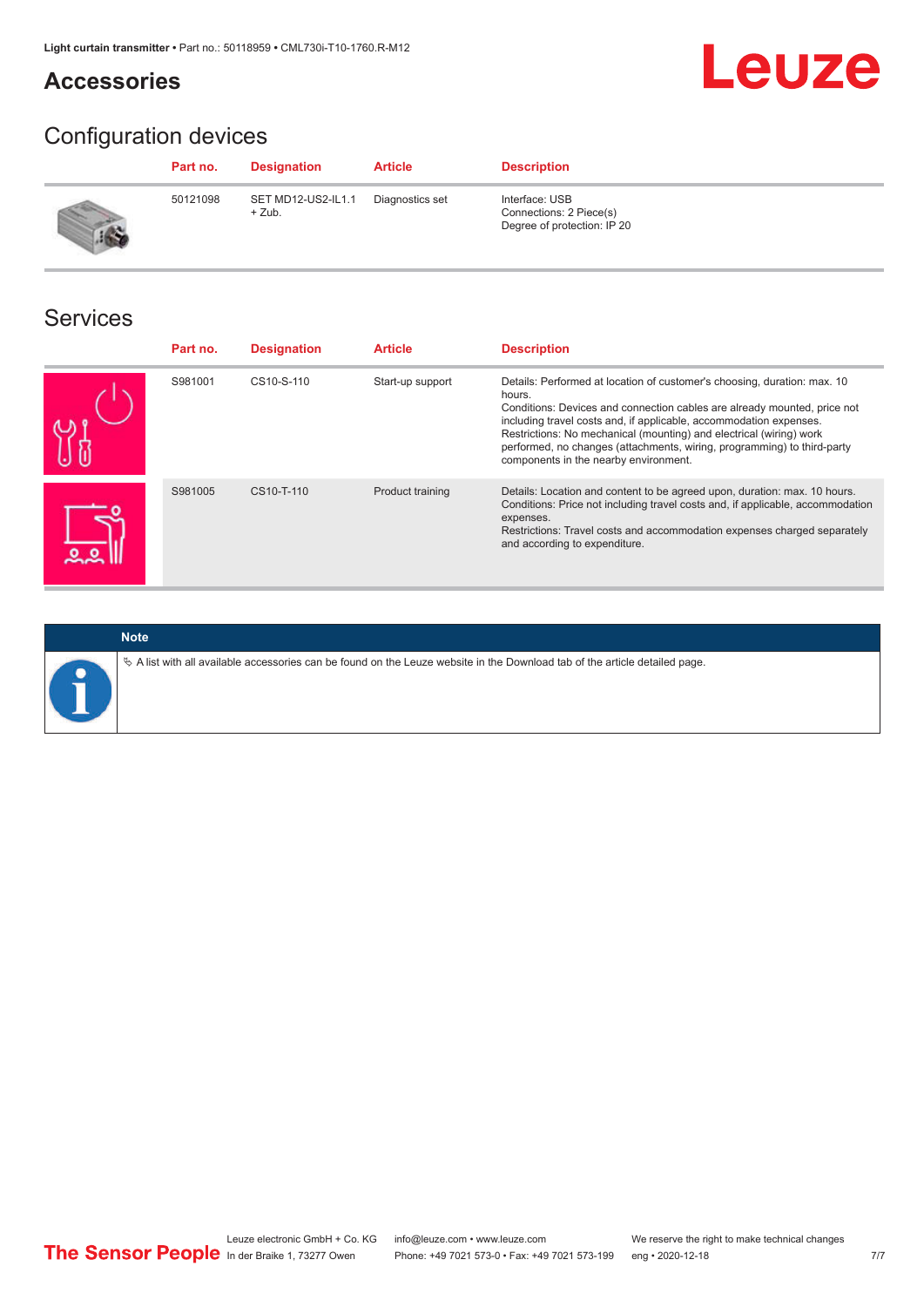## Accessories

### Configuration devices

| | Part no. | Designation | Article | Description |
|---|---|---|---|---|
| | 50121098 | SET MD12-US2-IL1.1 + Zub. | Diagnostics set | Interface: USB<br>Connections: 2 Piece(s)<br>Degree of protection: IP 20 |

### Services

| | Part no. | Designation | Article | Description |
|---|---|---|---|---|
| | S981001 | CS10-S-110 | Start-up support | Details: Performed at location of customer's choosing, duration: max. 10 hours.<br>Conditions: Devices and connection cables are already mounted, price not including travel costs and, if applicable, accommodation expenses.<br>Restrictions: No mechanical (mounting) and electrical (wiring) work performed, no changes (attachments, wiring, programming) to third-party components in the nearby environment. |
| | S981005 | CS10-T-110 | Product training | Details: Location and content to be agreed upon, duration: max. 10 hours.<br>Conditions: Price not including travel costs and, if applicable, accommodation expenses.<br>Restrictions: Travel costs and accommodation expenses charged separately and according to expenditure. |

**Note**

A list with all available accessories can be found on the Leuze website in the Download tab of the article detailed page.